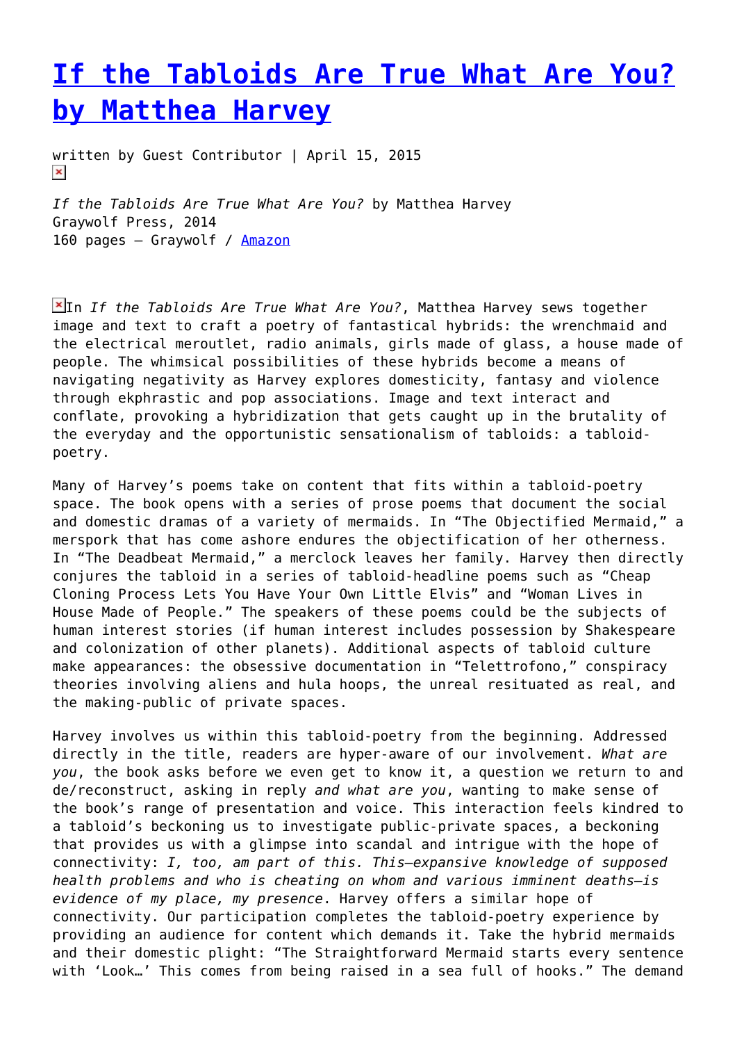# [If the Tabloids Are True What Are You? by Matthea Harvey]()

written by Guest Contributor | April 15, 2015

*If the Tabloids Are True What Are You?* by Matthea Harvey
Graywolf Press, 2014
160 pages – Graywolf / [Amazon]()

In *If the Tabloids Are True What Are You?*, Matthea Harvey sews together image and text to craft a poetry of fantastical hybrids: the wrenchmaid and the electrical meroutlet, radio animals, girls made of glass, a house made of people. The whimsical possibilities of these hybrids become a means of navigating negativity as Harvey explores domesticity, fantasy and violence through ekphrastic and pop associations. Image and text interact and conflate, provoking a hybridization that gets caught up in the brutality of the everyday and the opportunistic sensationalism of tabloids: a tabloid-poetry.

Many of Harvey's poems take on content that fits within a tabloid-poetry space. The book opens with a series of prose poems that document the social and domestic dramas of a variety of mermaids. In "The Objectified Mermaid," a merspork that has come ashore endures the objectification of her otherness. In "The Deadbeat Mermaid," a merclock leaves her family. Harvey then directly conjures the tabloid in a series of tabloid-headline poems such as "Cheap Cloning Process Lets You Have Your Own Little Elvis" and "Woman Lives in House Made of People." The speakers of these poems could be the subjects of human interest stories (if human interest includes possession by Shakespeare and colonization of other planets). Additional aspects of tabloid culture make appearances: the obsessive documentation in "Telettrofono," conspiracy theories involving aliens and hula hoops, the unreal resituated as real, and the making-public of private spaces.

Harvey involves us within this tabloid-poetry from the beginning. Addressed directly in the title, readers are hyper-aware of our involvement. *What are you*, the book asks before we even get to know it, a question we return to and de/reconstruct, asking in reply *and what are you*, wanting to make sense of the book's range of presentation and voice. This interaction feels kindred to a tabloid's beckoning us to investigate public-private spaces, a beckoning that provides us with a glimpse into scandal and intrigue with the hope of connectivity: *I, too, am part of this. This—expansive knowledge of supposed health problems and who is cheating on whom and various imminent deaths—is evidence of my place, my presence*. Harvey offers a similar hope of connectivity. Our participation completes the tabloid-poetry experience by providing an audience for content which demands it. Take the hybrid mermaids and their domestic plight: "The Straightforward Mermaid starts every sentence with 'Look…' This comes from being raised in a sea full of hooks." The demand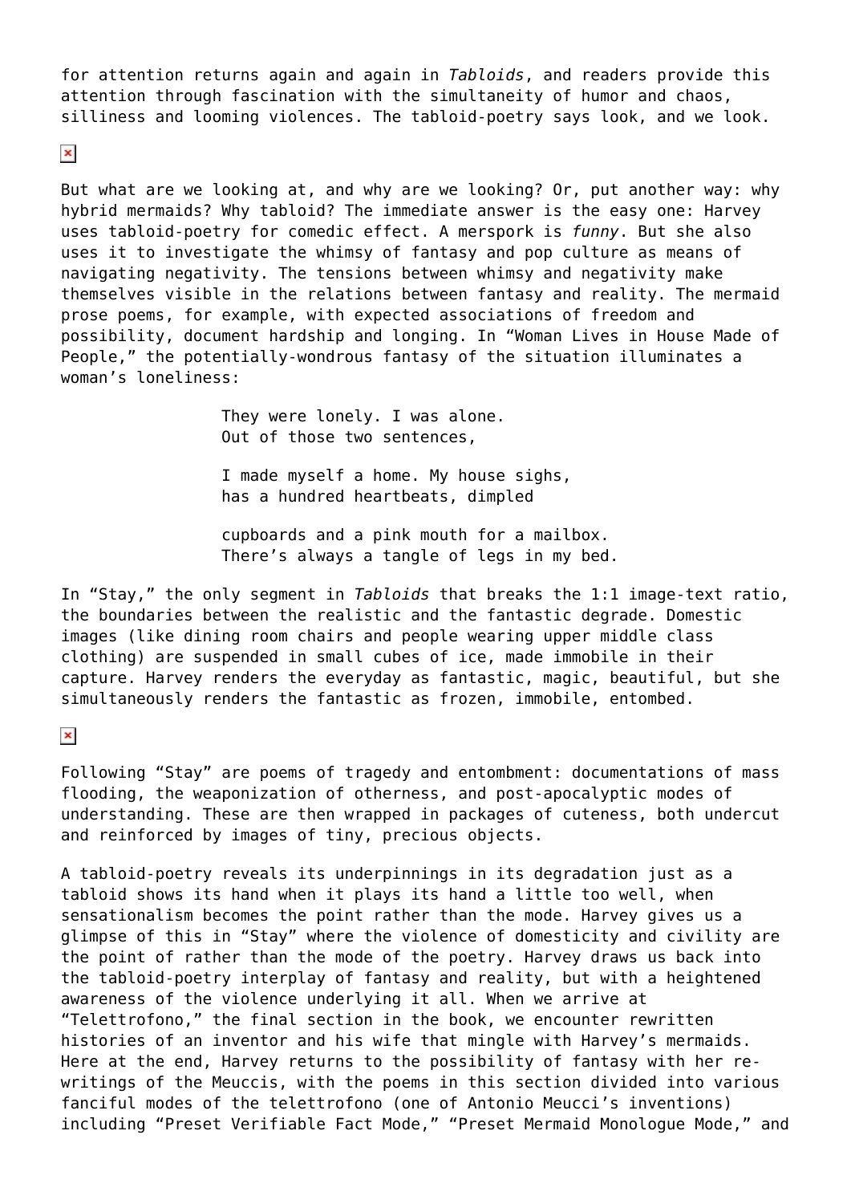for attention returns again and again in *Tabloids*, and readers provide this attention through fascination with the simultaneity of humor and chaos, silliness and looming violences. The tabloid-poetry says look, and we look.

But what are we looking at, and why are we looking? Or, put another way: why hybrid mermaids? Why tabloid? The immediate answer is the easy one: Harvey uses tabloid-poetry for comedic effect. A merspork is *funny*. But she also uses it to investigate the whimsy of fantasy and pop culture as means of navigating negativity. The tensions between whimsy and negativity make themselves visible in the relations between fantasy and reality. The mermaid prose poems, for example, with expected associations of freedom and possibility, document hardship and longing. In "Woman Lives in House Made of People," the potentially-wondrous fantasy of the situation illuminates a woman's loneliness:

> They were lonely. I was alone.
> Out of those two sentences,
>
> I made myself a home. My house sighs,
> has a hundred heartbeats, dimpled
>
> cupboards and a pink mouth for a mailbox.
> There's always a tangle of legs in my bed.

In "Stay," the only segment in *Tabloids* that breaks the 1:1 image-text ratio, the boundaries between the realistic and the fantastic degrade. Domestic images (like dining room chairs and people wearing upper middle class clothing) are suspended in small cubes of ice, made immobile in their capture. Harvey renders the everyday as fantastic, magic, beautiful, but she simultaneously renders the fantastic as frozen, immobile, entombed.

Following "Stay" are poems of tragedy and entombment: documentations of mass flooding, the weaponization of otherness, and post-apocalyptic modes of understanding. These are then wrapped in packages of cuteness, both undercut and reinforced by images of tiny, precious objects.

A tabloid-poetry reveals its underpinnings in its degradation just as a tabloid shows its hand when it plays its hand a little too well, when sensationalism becomes the point rather than the mode. Harvey gives us a glimpse of this in "Stay" where the violence of domesticity and civility are the point of rather than the mode of the poetry. Harvey draws us back into the tabloid-poetry interplay of fantasy and reality, but with a heightened awareness of the violence underlying it all. When we arrive at "Telettrofono," the final section in the book, we encounter rewritten histories of an inventor and his wife that mingle with Harvey's mermaids. Here at the end, Harvey returns to the possibility of fantasy with her re-writings of the Meuccis, with the poems in this section divided into various fanciful modes of the telettrofono (one of Antonio Meucci's inventions) including "Preset Verifiable Fact Mode," "Preset Mermaid Monologue Mode," and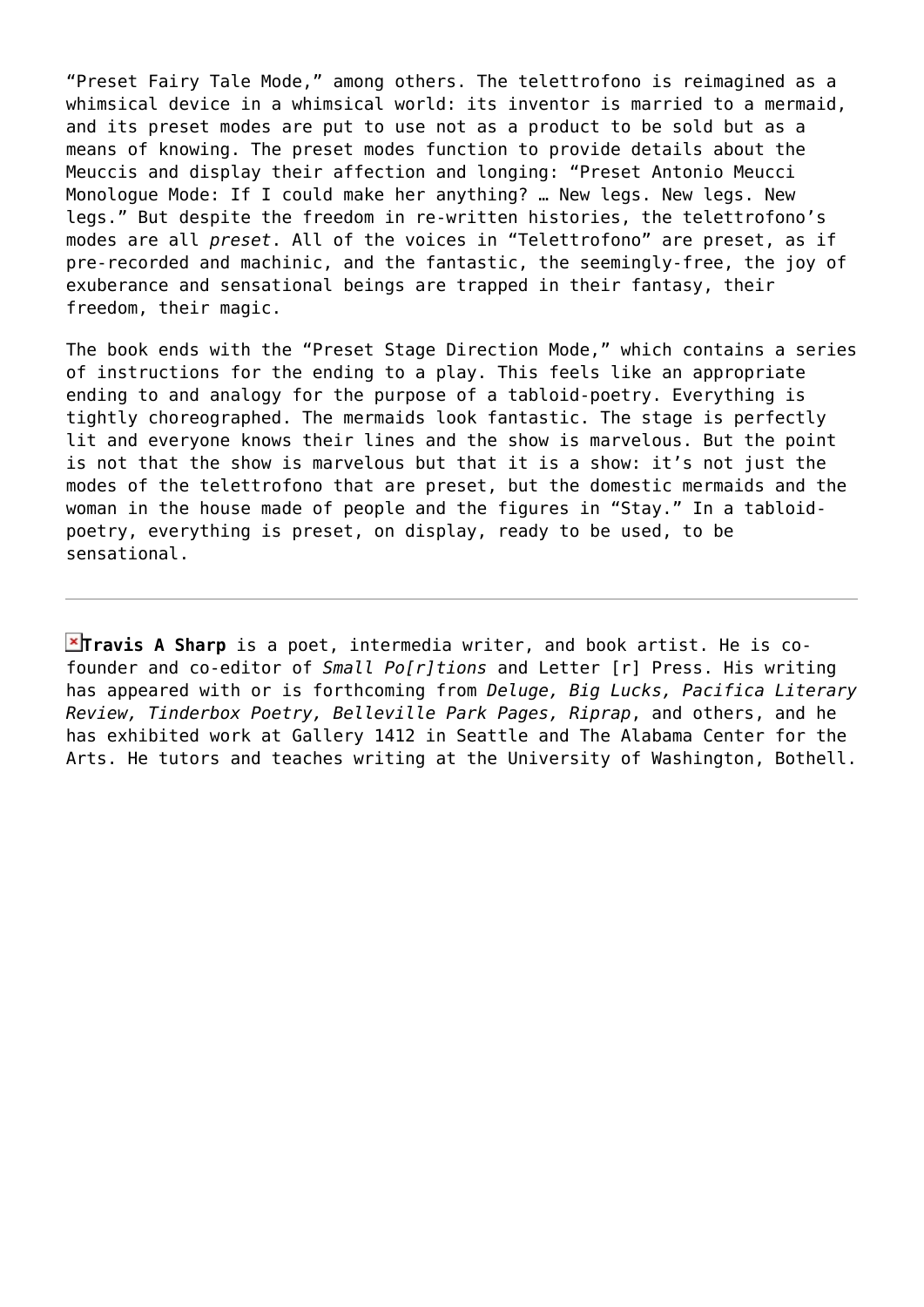"Preset Fairy Tale Mode," among others. The telettrofono is reimagined as a whimsical device in a whimsical world: its inventor is married to a mermaid, and its preset modes are put to use not as a product to be sold but as a means of knowing. The preset modes function to provide details about the Meuccis and display their affection and longing: "Preset Antonio Meucci Monologue Mode: If I could make her anything? … New legs. New legs. New legs." But despite the freedom in re-written histories, the telettrofono's modes are all *preset*. All of the voices in "Telettrofono" are preset, as if pre-recorded and machinic, and the fantastic, the seemingly-free, the joy of exuberance and sensational beings are trapped in their fantasy, their freedom, their magic.

The book ends with the "Preset Stage Direction Mode," which contains a series of instructions for the ending to a play. This feels like an appropriate ending to and analogy for the purpose of a tabloid-poetry. Everything is tightly choreographed. The mermaids look fantastic. The stage is perfectly lit and everyone knows their lines and the show is marvelous. But the point is not that the show is marvelous but that it is a show: it's not just the modes of the telettrofono that are preset, but the domestic mermaids and the woman in the house made of people and the figures in "Stay." In a tabloid-poetry, everything is preset, on display, ready to be used, to be sensational.

---

**Travis A Sharp** is a poet, intermedia writer, and book artist. He is co-founder and co-editor of *Small Po[r]tions* and Letter [r] Press. His writing has appeared with or is forthcoming from *Deluge, Big Lucks, Pacifica Literary Review, Tinderbox Poetry, Belleville Park Pages, Riprap*, and others, and he has exhibited work at Gallery 1412 in Seattle and The Alabama Center for the Arts. He tutors and teaches writing at the University of Washington, Bothell.